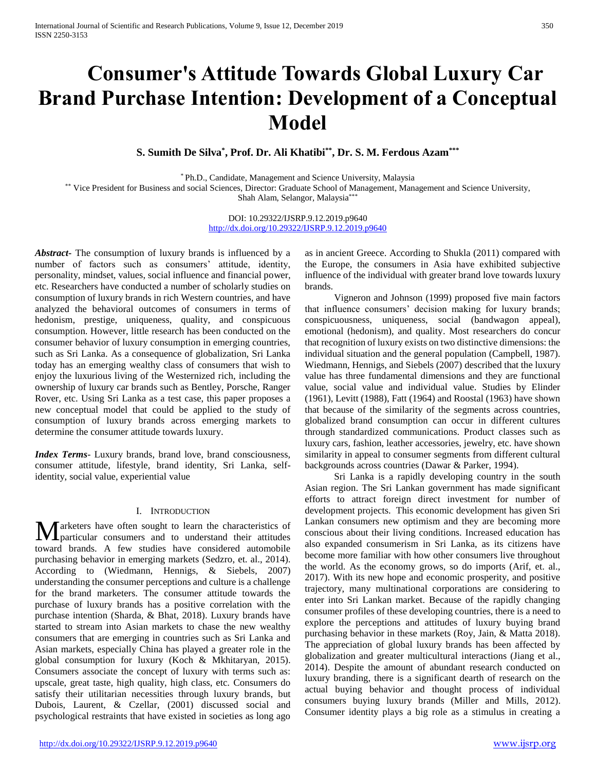# Consumer's Attitude Towards Global Luxury Car Brand Purchase Intention: Development of a Conceptual Model

**S. Sumith De Silva[*], Prof. Dr. Ali Khatibi[**], Dr. S. M. Ferdous Azam[***]**

[*] Ph.D., Candidate, Management and Science University, Malaysia
[**] Vice President for Business and social Sciences, Director: Graduate School of Management, Management and Science University, Shah Alam, Selangor, Malaysia[***]

DOI: 10.29322/IJSRP.9.12.2019.p9640
http://dx.doi.org/10.29322/IJSRP.9.12.2019.p9640

***Abstract-*** The consumption of luxury brands is influenced by a number of factors such as consumers' attitude, identity, personality, mindset, values, social influence and financial power, etc. Researchers have conducted a number of scholarly studies on consumption of luxury brands in rich Western countries, and have analyzed the behavioral outcomes of consumers in terms of hedonism, prestige, uniqueness, quality, and conspicuous consumption. However, little research has been conducted on the consumer behavior of luxury consumption in emerging countries, such as Sri Lanka. As a consequence of globalization, Sri Lanka today has an emerging wealthy class of consumers that wish to enjoy the luxurious living of the Westernized rich, including the ownership of luxury car brands such as Bentley, Porsche, Ranger Rover, etc. Using Sri Lanka as a test case, this paper proposes a new conceptual model that could be applied to the study of consumption of luxury brands across emerging markets to determine the consumer attitude towards luxury.

***Index Terms*-** Luxury brands, brand love, brand consciousness, consumer attitude, lifestyle, brand identity, Sri Lanka, self-identity, social value, experiential value

## I. Introduction

Marketers have often sought to learn the characteristics of particular consumers and to understand their attitudes toward brands. A few studies have considered automobile purchasing behavior in emerging markets (Sedzro, et. al., 2014). According to (Wiedmann, Hennigs, & Siebels, 2007) understanding the consumer perceptions and culture is a challenge for the brand marketers. The consumer attitude towards the purchase of luxury brands has a positive correlation with the purchase intention (Sharda, & Bhat, 2018). Luxury brands have started to stream into Asian markets to chase the new wealthy consumers that are emerging in countries such as Sri Lanka and Asian markets, especially China has played a greater role in the global consumption for luxury (Koch & Mkhitaryan, 2015). Consumers associate the concept of luxury with terms such as: upscale, great taste, high quality, high class, etc. Consumers do satisfy their utilitarian necessities through luxury brands, but Dubois, Laurent, & Czellar, (2001) discussed social and psychological restraints that have existed in societies as long ago as in ancient Greece. According to Shukla (2011) compared with the Europe, the consumers in Asia have exhibited subjective influence of the individual with greater brand love towards luxury brands.

Vigneron and Johnson (1999) proposed five main factors that influence consumers' decision making for luxury brands; conspicuousness, uniqueness, social (bandwagon appeal), emotional (hedonism), and quality. Most researchers do concur that recognition of luxury exists on two distinctive dimensions: the individual situation and the general population (Campbell, 1987). Wiedmann, Hennigs, and Siebels (2007) described that the luxury value has three fundamental dimensions and they are functional value, social value and individual value. Studies by Elinder (1961), Levitt (1988), Fatt (1964) and Roostal (1963) have shown that because of the similarity of the segments across countries, globalized brand consumption can occur in different cultures through standardized communications. Product classes such as luxury cars, fashion, leather accessories, jewelry, etc. have shown similarity in appeal to consumer segments from different cultural backgrounds across countries (Dawar & Parker, 1994).

Sri Lanka is a rapidly developing country in the south Asian region. The Sri Lankan government has made significant efforts to attract foreign direct investment for number of development projects. This economic development has given Sri Lankan consumers new optimism and they are becoming more conscious about their living conditions. Increased education has also expanded consumerism in Sri Lanka, as its citizens have become more familiar with how other consumers live throughout the world. As the economy grows, so do imports (Arif, et. al., 2017). With its new hope and economic prosperity, and positive trajectory, many multinational corporations are considering to enter into Sri Lankan market. Because of the rapidly changing consumer profiles of these developing countries, there is a need to explore the perceptions and attitudes of luxury buying brand purchasing behavior in these markets (Roy, Jain, & Matta 2018). The appreciation of global luxury brands has been affected by globalization and greater multicultural interactions (Jiang et al., 2014). Despite the amount of abundant research conducted on luxury branding, there is a significant dearth of research on the actual buying behavior and thought process of individual consumers buying luxury brands (Miller and Mills, 2012). Consumer identity plays a big role as a stimulus in creating a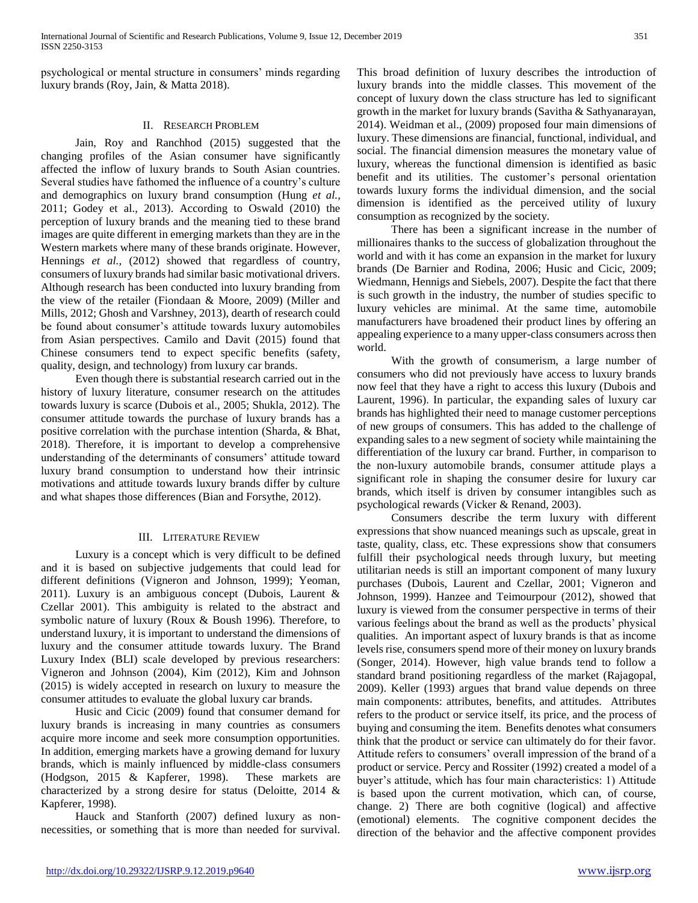psychological or mental structure in consumers' minds regarding luxury brands (Roy, Jain, & Matta 2018).

## II. Research Problem

Jain, Roy and Ranchhod (2015) suggested that the changing profiles of the Asian consumer have significantly affected the inflow of luxury brands to South Asian countries. Several studies have fathomed the influence of a country's culture and demographics on luxury brand consumption (Hung *et al.,* 2011; Godey et al., 2013). According to Oswald (2010) the perception of luxury brands and the meaning tied to these brand images are quite different in emerging markets than they are in the Western markets where many of these brands originate. However, Hennings *et al.,* (2012) showed that regardless of country, consumers of luxury brands had similar basic motivational drivers. Although research has been conducted into luxury branding from the view of the retailer (Fiondaan & Moore, 2009) (Miller and Mills, 2012; Ghosh and Varshney, 2013), dearth of research could be found about consumer's attitude towards luxury automobiles from Asian perspectives. Camilo and Davit (2015) found that Chinese consumers tend to expect specific benefits (safety, quality, design, and technology) from luxury car brands.

Even though there is substantial research carried out in the history of luxury literature, consumer research on the attitudes towards luxury is scarce (Dubois et al., 2005; Shukla, 2012). The consumer attitude towards the purchase of luxury brands has a positive correlation with the purchase intention (Sharda, & Bhat, 2018). Therefore, it is important to develop a comprehensive understanding of the determinants of consumers' attitude toward luxury brand consumption to understand how their intrinsic motivations and attitude towards luxury brands differ by culture and what shapes those differences (Bian and Forsythe, 2012).

## III. Literature Review

Luxury is a concept which is very difficult to be defined and it is based on subjective judgements that could lead for different definitions (Vigneron and Johnson, 1999); Yeoman, 2011). Luxury is an ambiguous concept (Dubois, Laurent & Czellar 2001). This ambiguity is related to the abstract and symbolic nature of luxury (Roux & Boush 1996). Therefore, to understand luxury, it is important to understand the dimensions of luxury and the consumer attitude towards luxury. The Brand Luxury Index (BLI) scale developed by previous researchers: Vigneron and Johnson (2004), Kim (2012), Kim and Johnson (2015) is widely accepted in research on luxury to measure the consumer attitudes to evaluate the global luxury car brands.

Husic and Cicic (2009) found that consumer demand for luxury brands is increasing in many countries as consumers acquire more income and seek more consumption opportunities. In addition, emerging markets have a growing demand for luxury brands, which is mainly influenced by middle-class consumers (Hodgson, 2015 & Kapferer, 1998). These markets are characterized by a strong desire for status (Deloitte, 2014 & Kapferer, 1998).

Hauck and Stanforth (2007) defined luxury as non-necessities, or something that is more than needed for survival. This broad definition of luxury describes the introduction of luxury brands into the middle classes. This movement of the concept of luxury down the class structure has led to significant growth in the market for luxury brands (Savitha & Sathyanarayan, 2014). Weidman et al., (2009) proposed four main dimensions of luxury. These dimensions are financial, functional, individual, and social. The financial dimension measures the monetary value of luxury, whereas the functional dimension is identified as basic benefit and its utilities. The customer's personal orientation towards luxury forms the individual dimension, and the social dimension is identified as the perceived utility of luxury consumption as recognized by the society.

There has been a significant increase in the number of millionaires thanks to the success of globalization throughout the world and with it has come an expansion in the market for luxury brands (De Barnier and Rodina, 2006; Husic and Cicic, 2009; Wiedmann, Hennigs and Siebels, 2007). Despite the fact that there is such growth in the industry, the number of studies specific to luxury vehicles are minimal. At the same time, automobile manufacturers have broadened their product lines by offering an appealing experience to a many upper-class consumers across then world.

With the growth of consumerism, a large number of consumers who did not previously have access to luxury brands now feel that they have a right to access this luxury (Dubois and Laurent, 1996). In particular, the expanding sales of luxury car brands has highlighted their need to manage customer perceptions of new groups of consumers. This has added to the challenge of expanding sales to a new segment of society while maintaining the differentiation of the luxury car brand. Further, in comparison to the non-luxury automobile brands, consumer attitude plays a significant role in shaping the consumer desire for luxury car brands, which itself is driven by consumer intangibles such as psychological rewards (Vicker & Renand, 2003).

Consumers describe the term luxury with different expressions that show nuanced meanings such as upscale, great in taste, quality, class, etc. These expressions show that consumers fulfill their psychological needs through luxury, but meeting utilitarian needs is still an important component of many luxury purchases (Dubois, Laurent and Czellar, 2001; Vigneron and Johnson, 1999). Hanzee and Teimourpour (2012), showed that luxury is viewed from the consumer perspective in terms of their various feelings about the brand as well as the products' physical qualities. An important aspect of luxury brands is that as income levels rise, consumers spend more of their money on luxury brands (Songer, 2014). However, high value brands tend to follow a standard brand positioning regardless of the market (Rajagopal, 2009). Keller (1993) argues that brand value depends on three main components: attributes, benefits, and attitudes. Attributes refers to the product or service itself, its price, and the process of buying and consuming the item. Benefits denotes what consumers think that the product or service can ultimately do for their favor. Attitude refers to consumers' overall impression of the brand of a product or service. Percy and Rossiter (1992) created a model of a buyer's attitude, which has four main characteristics: 1) Attitude is based upon the current motivation, which can, of course, change. 2) There are both cognitive (logical) and affective (emotional) elements. The cognitive component decides the direction of the behavior and the affective component provides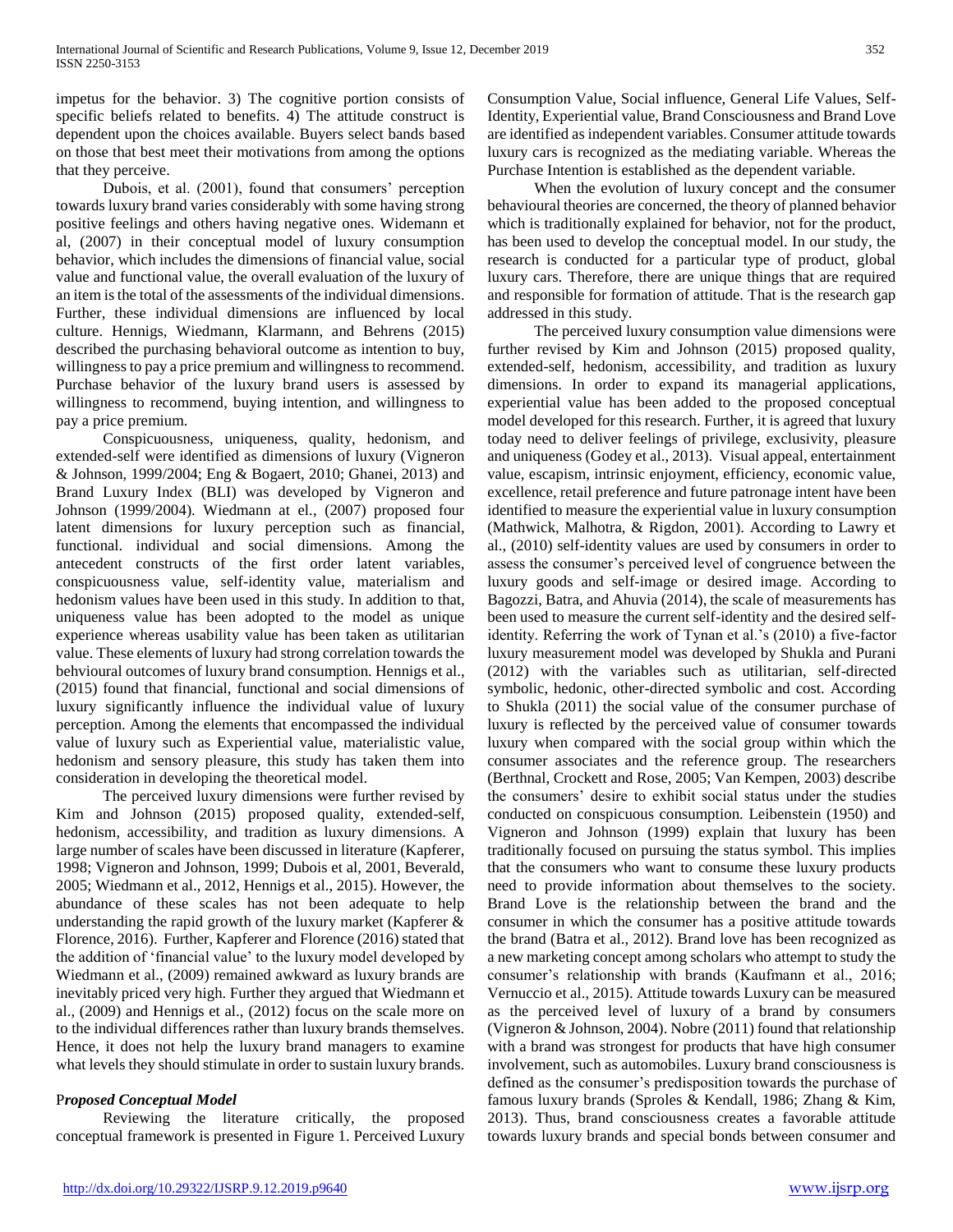impetus for the behavior. 3) The cognitive portion consists of specific beliefs related to benefits. 4) The attitude construct is dependent upon the choices available. Buyers select bands based on those that best meet their motivations from among the options that they perceive.

Dubois, et al. (2001), found that consumers' perception towards luxury brand varies considerably with some having strong positive feelings and others having negative ones. Widemann et al, (2007) in their conceptual model of luxury consumption behavior, which includes the dimensions of financial value, social value and functional value, the overall evaluation of the luxury of an item is the total of the assessments of the individual dimensions. Further, these individual dimensions are influenced by local culture. Hennigs, Wiedmann, Klarmann, and Behrens (2015) described the purchasing behavioral outcome as intention to buy, willingness to pay a price premium and willingness to recommend. Purchase behavior of the luxury brand users is assessed by willingness to recommend, buying intention, and willingness to pay a price premium.

Conspicuousness, uniqueness, quality, hedonism, and extended-self were identified as dimensions of luxury (Vigneron & Johnson, 1999/2004; Eng & Bogaert, 2010; Ghanei, 2013) and Brand Luxury Index (BLI) was developed by Vigneron and Johnson (1999/2004). Wiedmann at el., (2007) proposed four latent dimensions for luxury perception such as financial, functional. individual and social dimensions. Among the antecedent constructs of the first order latent variables, conspicuousness value, self-identity value, materialism and hedonism values have been used in this study. In addition to that, uniqueness value has been adopted to the model as unique experience whereas usability value has been taken as utilitarian value. These elements of luxury had strong correlation towards the behvioural outcomes of luxury brand consumption. Hennigs et al., (2015) found that financial, functional and social dimensions of luxury significantly influence the individual value of luxury perception. Among the elements that encompassed the individual value of luxury such as Experiential value, materialistic value, hedonism and sensory pleasure, this study has taken them into consideration in developing the theoretical model.

The perceived luxury dimensions were further revised by Kim and Johnson (2015) proposed quality, extended-self, hedonism, accessibility, and tradition as luxury dimensions. A large number of scales have been discussed in literature (Kapferer, 1998; Vigneron and Johnson, 1999; Dubois et al, 2001, Beverald, 2005; Wiedmann et al., 2012, Hennigs et al., 2015). However, the abundance of these scales has not been adequate to help understanding the rapid growth of the luxury market (Kapferer & Florence, 2016). Further, Kapferer and Florence (2016) stated that the addition of 'financial value' to the luxury model developed by Wiedmann et al., (2009) remained awkward as luxury brands are inevitably priced very high. Further they argued that Wiedmann et al., (2009) and Hennigs et al., (2012) focus on the scale more on to the individual differences rather than luxury brands themselves. Hence, it does not help the luxury brand managers to examine what levels they should stimulate in order to sustain luxury brands.

### P*roposed Conceptual Model*

Reviewing the literature critically, the proposed conceptual framework is presented in Figure 1. Perceived Luxury Consumption Value, Social influence, General Life Values, Self-Identity, Experiential value, Brand Consciousness and Brand Love are identified as independent variables. Consumer attitude towards luxury cars is recognized as the mediating variable. Whereas the Purchase Intention is established as the dependent variable.

When the evolution of luxury concept and the consumer behavioural theories are concerned, the theory of planned behavior which is traditionally explained for behavior, not for the product, has been used to develop the conceptual model. In our study, the research is conducted for a particular type of product, global luxury cars. Therefore, there are unique things that are required and responsible for formation of attitude. That is the research gap addressed in this study.

The perceived luxury consumption value dimensions were further revised by Kim and Johnson (2015) proposed quality, extended-self, hedonism, accessibility, and tradition as luxury dimensions. In order to expand its managerial applications, experiential value has been added to the proposed conceptual model developed for this research. Further, it is agreed that luxury today need to deliver feelings of privilege, exclusivity, pleasure and uniqueness (Godey et al., 2013). Visual appeal, entertainment value, escapism, intrinsic enjoyment, efficiency, economic value, excellence, retail preference and future patronage intent have been identified to measure the experiential value in luxury consumption (Mathwick, Malhotra, & Rigdon, 2001). According to Lawry et al., (2010) self-identity values are used by consumers in order to assess the consumer's perceived level of congruence between the luxury goods and self-image or desired image. According to Bagozzi, Batra, and Ahuvia (2014), the scale of measurements has been used to measure the current self-identity and the desired self-identity. Referring the work of Tynan et al.'s (2010) a five-factor luxury measurement model was developed by Shukla and Purani (2012) with the variables such as utilitarian, self-directed symbolic, hedonic, other-directed symbolic and cost. According to Shukla (2011) the social value of the consumer purchase of luxury is reflected by the perceived value of consumer towards luxury when compared with the social group within which the consumer associates and the reference group. The researchers (Berthnal, Crockett and Rose, 2005; Van Kempen, 2003) describe the consumers' desire to exhibit social status under the studies conducted on conspicuous consumption. Leibenstein (1950) and Vigneron and Johnson (1999) explain that luxury has been traditionally focused on pursuing the status symbol. This implies that the consumers who want to consume these luxury products need to provide information about themselves to the society. Brand Love is the relationship between the brand and the consumer in which the consumer has a positive attitude towards the brand (Batra et al., 2012). Brand love has been recognized as a new marketing concept among scholars who attempt to study the consumer's relationship with brands (Kaufmann et al., 2016; Vernuccio et al., 2015). Attitude towards Luxury can be measured as the perceived level of luxury of a brand by consumers (Vigneron & Johnson, 2004). Nobre (2011) found that relationship with a brand was strongest for products that have high consumer involvement, such as automobiles. Luxury brand consciousness is defined as the consumer's predisposition towards the purchase of famous luxury brands (Sproles & Kendall, 1986; Zhang & Kim, 2013). Thus, brand consciousness creates a favorable attitude towards luxury brands and special bonds between consumer and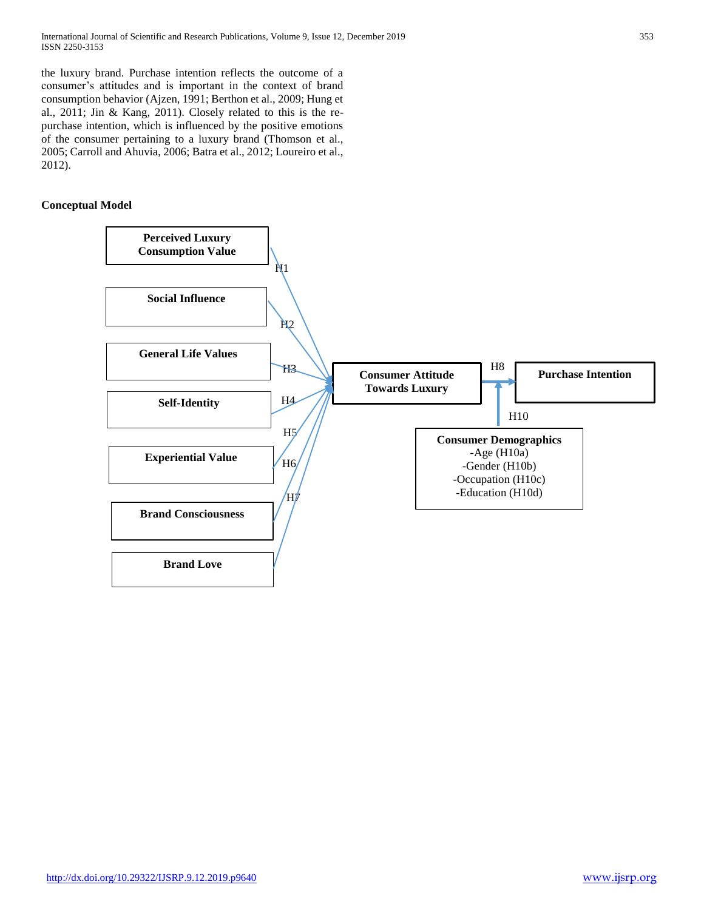the luxury brand. Purchase intention reflects the outcome of a consumer's attitudes and is important in the context of brand consumption behavior (Ajzen, 1991; Berthon et al., 2009; Hung et al., 2011; Jin & Kang, 2011). Closely related to this is the re-purchase intention, which is influenced by the positive emotions of the consumer pertaining to a luxury brand (Thomson et al., 2005; Carroll and Ahuvia, 2006; Batra et al., 2012; Loureiro et al., 2012).

**Conceptual Model**

**Perceived Luxury Consumption Value**

H1

**Social Influence**

H2

**General Life Values**

H3

**Self-Identity**

H4

**Experiential Value**

H5

H6

**Brand Consciousness**

H7

**Brand Love**

**Consumer Attitude Towards Luxury**

H8

**Purchase Intention**

H10

**Consumer Demographics**
-Age (H10a)
-Gender (H10b)
-Occupation (H10c)
-Education (H10d)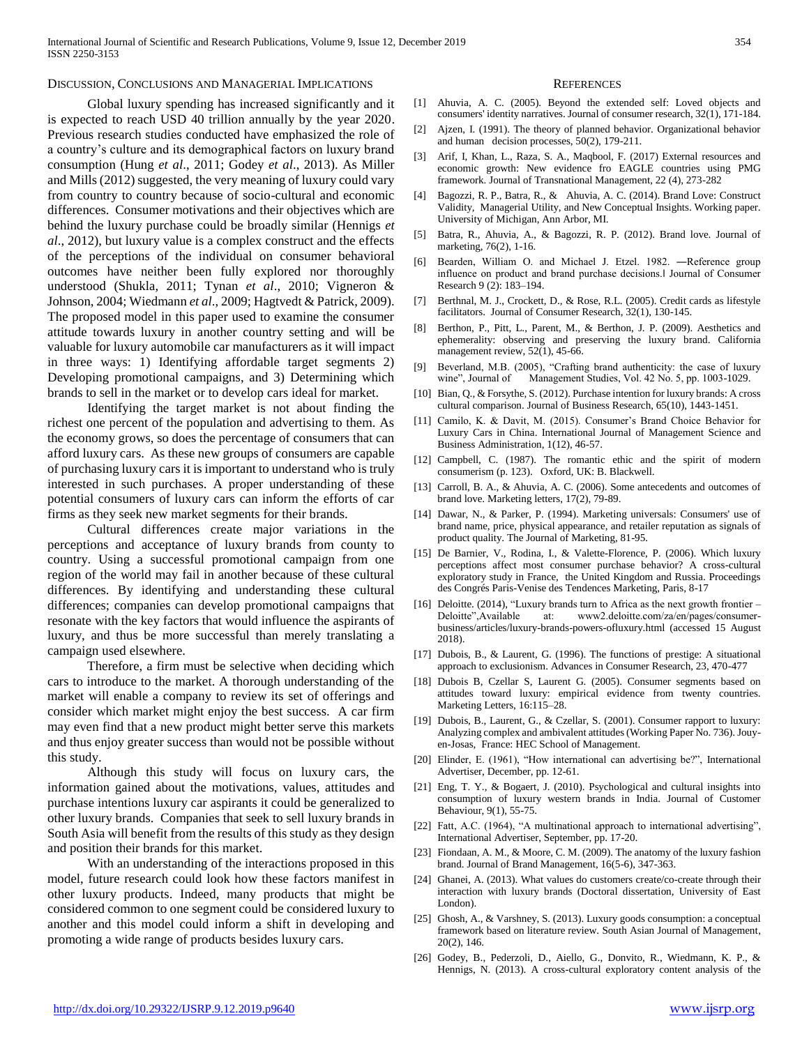## DISCUSSION, CONCLUSIONS AND MANAGERIAL IMPLICATIONS

Global luxury spending has increased significantly and it is expected to reach USD 40 trillion annually by the year 2020. Previous research studies conducted have emphasized the role of a country's culture and its demographical factors on luxury brand consumption (Hung *et al*., 2011; Godey *et al*., 2013). As Miller and Mills (2012) suggested, the very meaning of luxury could vary from country to country because of socio-cultural and economic differences. Consumer motivations and their objectives which are behind the luxury purchase could be broadly similar (Hennigs *et al*., 2012), but luxury value is a complex construct and the effects of the perceptions of the individual on consumer behavioral outcomes have neither been fully explored nor thoroughly understood (Shukla, 2011; Tynan *et al*., 2010; Vigneron & Johnson, 2004; Wiedmann *et al*., 2009; Hagtvedt & Patrick, 2009). The proposed model in this paper used to examine the consumer attitude towards luxury in another country setting and will be valuable for luxury automobile car manufacturers as it will impact in three ways: 1) Identifying affordable target segments 2) Developing promotional campaigns, and 3) Determining which brands to sell in the market or to develop cars ideal for market.

Identifying the target market is not about finding the richest one percent of the population and advertising to them. As the economy grows, so does the percentage of consumers that can afford luxury cars. As these new groups of consumers are capable of purchasing luxury cars it is important to understand who is truly interested in such purchases. A proper understanding of these potential consumers of luxury cars can inform the efforts of car firms as they seek new market segments for their brands.

Cultural differences create major variations in the perceptions and acceptance of luxury brands from county to country. Using a successful promotional campaign from one region of the world may fail in another because of these cultural differences. By identifying and understanding these cultural differences; companies can develop promotional campaigns that resonate with the key factors that would influence the aspirants of luxury, and thus be more successful than merely translating a campaign used elsewhere.

Therefore, a firm must be selective when deciding which cars to introduce to the market. A thorough understanding of the market will enable a company to review its set of offerings and consider which market might enjoy the best success. A car firm may even find that a new product might better serve this markets and thus enjoy greater success than would not be possible without this study.

Although this study will focus on luxury cars, the information gained about the motivations, values, attitudes and purchase intentions luxury car aspirants it could be generalized to other luxury brands. Companies that seek to sell luxury brands in South Asia will benefit from the results of this study as they design and position their brands for this market.

With an understanding of the interactions proposed in this model, future research could look how these factors manifest in other luxury products. Indeed, many products that might be considered common to one segment could be considered luxury to another and this model could inform a shift in developing and promoting a wide range of products besides luxury cars.

## REFERENCES

[1] Ahuvia, A. C. (2005). Beyond the extended self: Loved objects and consumers' identity narratives. Journal of consumer research, 32(1), 171-184.

[2] Ajzen, I. (1991). The theory of planned behavior. Organizational behavior and human decision processes, 50(2), 179-211.

[3] Arif, I, Khan, L., Raza, S. A., Maqbool, F. (2017) External resources and economic growth: New evidence fro EAGLE countries using PMG framework. Journal of Transnational Management, 22 (4), 273-282

[4] Bagozzi, R. P., Batra, R., & Ahuvia, A. C. (2014). Brand Love: Construct Validity, Managerial Utility, and New Conceptual Insights. Working paper. University of Michigan, Ann Arbor, MI.

[5] Batra, R., Ahuvia, A., & Bagozzi, R. P. (2012). Brand love. Journal of marketing, 76(2), 1-16.

[6] Bearden, William O. and Michael J. Etzel. 1982. ―Reference group influence on product and brand purchase decisions.‖ Journal of Consumer Research 9 (2): 183–194.

[7] Berthnal, M. J., Crockett, D., & Rose, R.L. (2005). Credit cards as lifestyle facilitators. Journal of Consumer Research, 32(1), 130-145.

[8] Berthon, P., Pitt, L., Parent, M., & Berthon, J. P. (2009). Aesthetics and ephemerality: observing and preserving the luxury brand. California management review, 52(1), 45-66.

[9] Beverland, M.B. (2005), "Crafting brand authenticity: the case of luxury wine", Journal of Management Studies, Vol. 42 No. 5, pp. 1003-1029.

[10] Bian, Q., & Forsythe, S. (2012). Purchase intention for luxury brands: A cross cultural comparison. Journal of Business Research, 65(10), 1443-1451.

[11] Camilo, K. & Davit, M. (2015). Consumer's Brand Choice Behavior for Luxury Cars in China. International Journal of Management Science and Business Administration, 1(12), 46-57.

[12] Campbell, C. (1987). The romantic ethic and the spirit of modern consumerism (p. 123). Oxford, UK: B. Blackwell.

[13] Carroll, B. A., & Ahuvia, A. C. (2006). Some antecedents and outcomes of brand love. Marketing letters, 17(2), 79-89.

[14] Dawar, N., & Parker, P. (1994). Marketing universals: Consumers' use of brand name, price, physical appearance, and retailer reputation as signals of product quality. The Journal of Marketing, 81-95.

[15] De Barnier, V., Rodina, I., & Valette-Florence, P. (2006). Which luxury perceptions affect most consumer purchase behavior? A cross-cultural exploratory study in France, the United Kingdom and Russia. Proceedings des Congrés Paris-Venise des Tendences Marketing, Paris, 8-17

[16] Deloitte. (2014), "Luxury brands turn to Africa as the next growth frontier – Deloitte",Available at: www2.deloitte.com/za/en/pages/consumer-business/articles/luxury-brands-powers-ofluxury.html (accessed 15 August 2018).

[17] Dubois, B., & Laurent, G. (1996). The functions of prestige: A situational approach to exclusionism. Advances in Consumer Research, 23, 470-477

[18] Dubois B, Czellar S, Laurent G. (2005). Consumer segments based on attitudes toward luxury: empirical evidence from twenty countries. Marketing Letters, 16:115–28.

[19] Dubois, B., Laurent, G., & Czellar, S. (2001). Consumer rapport to luxury: Analyzing complex and ambivalent attitudes (Working Paper No. 736). Jouy-en-Josas, France: HEC School of Management.

[20] Elinder, E. (1961), "How international can advertising be?", International Advertiser, December, pp. 12-61.

[21] Eng, T. Y., & Bogaert, J. (2010). Psychological and cultural insights into consumption of luxury western brands in India. Journal of Customer Behaviour, 9(1), 55-75.

[22] Fatt, A.C. (1964), "A multinational approach to international advertising", International Advertiser, September, pp. 17-20.

[23] Fiondaan, A. M., & Moore, C. M. (2009). The anatomy of the luxury fashion brand. Journal of Brand Management, 16(5-6), 347-363.

[24] Ghanei, A. (2013). What values do customers create/co-create through their interaction with luxury brands (Doctoral dissertation, University of East London).

[25] Ghosh, A., & Varshney, S. (2013). Luxury goods consumption: a conceptual framework based on literature review. South Asian Journal of Management, 20(2), 146.

[26] Godey, B., Pederzoli, D., Aiello, G., Donvito, R., Wiedmann, K. P., & Hennigs, N. (2013). A cross-cultural exploratory content analysis of the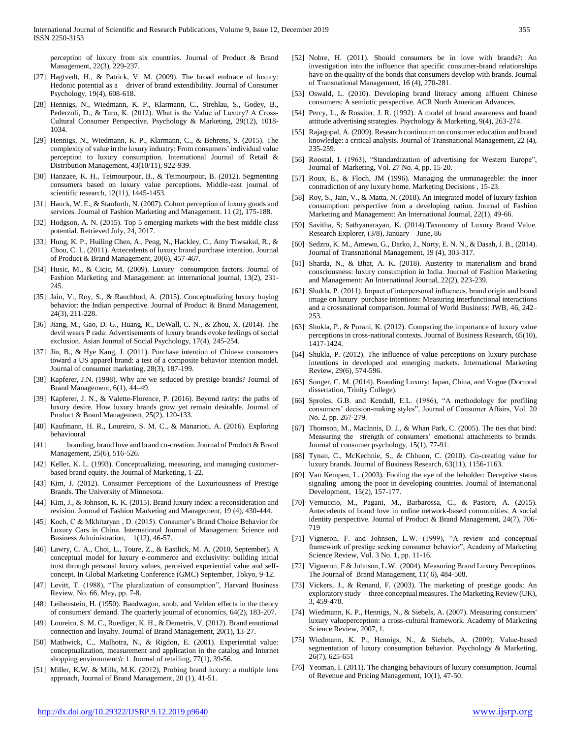perception of luxury from six countries. Journal of Product & Brand Management, 22(3), 229-237.

[27] Hagtvedt, H., & Patrick, V. M. (2009). The broad embrace of luxury: Hedonic potential as a driver of brand extendibility. Journal of Consumer Psychology, 19(4), 608-618.

[28] Hennigs, N., Wiedmann, K. P., Klarmann, C., Strehlau, S., Godey, B., Pederzoli, D., & Taro, K. (2012). What is the Value of Luxury? A Cross-Cultural Consumer Perspective. Psychology & Marketing, 29(12), 1018-1034.

[29] Hennigs, N., Wiedmann, K. P., Klarmann, C., & Behrens, S. (2015). The complexity of value in the luxury industry: From consumers' individual value perception to luxury consumption. International Journal of Retail & Distribution Management, 43(10/11), 922-939.

[30] Hanzaee, K. H., Teimourpour, B., & Teimourpour, B. (2012). Segmenting consumers based on luxury value perceptions. Middle-east journal of scientific research, 12(11), 1445-1453.

[31] Hauck, W. E., & Stanforth, N. (2007). Cohort perception of luxury goods and services. Journal of Fashion Marketing and Management. 11 (2), 175-188.

[32] Hodgson, A. N. (2015). Top 5 emerging markets with the best middle class potential. Retrieved July, 24, 2017.

[33] Hung, K. P., Huiling Chen, A., Peng, N., Hackley, C., Amy Tiwsakul, R., & Chou, C. L. (2011). Antecedents of luxury brand purchase intention. Journal of Product & Brand Management, 20(6), 457-467.

[34] Husic, M., & Cicic, M. (2009). Luxury consumption factors. Journal of Fashion Marketing and Management: an international journal, 13(2), 231-245.

[35] Jain, V., Roy, S., & Ranchhod, A. (2015). Conceptualizing luxury buying behavior: the Indian perspective. Journal of Product & Brand Management, 24(3), 211-228.

[36] Jiang, M., Gao, D. G., Huang, R., DeWall, C. N., & Zhou, X. (2014). The devil wears P rada: Advertisements of luxury brands evoke feelings of social exclusion. Asian Journal of Social Psychology, 17(4), 245-254.

[37] Jin, B., & Hye Kang, J. (2011). Purchase intention of Chinese consumers toward a US apparel brand: a test of a composite behavior intention model. Journal of consumer marketing, 28(3), 187-199.

[38] Kapferer, J.N. (1998). Why are we seduced by prestige brands? Journal of Brand Management, 6(1), 44–49.

[39] Kapferer, J. N., & Valette-Florence, P. (2016). Beyond rarity: the paths of luxury desire. How luxury brands grow yet remain desirable. Journal of Product & Brand Management, 25(2), 120-133.

[40] Kaufmann, H. R., Loureiro, S. M. C., & Manarioti, A. (2016). Exploring behavioural

[41] branding, brand love and brand co-creation. Journal of Product & Brand Management, 25(6), 516-526.

[42] Keller, K. L. (1993). Conceptualizing, measuring, and managing customer-based brand equity. the Journal of Marketing, 1-22.

[43] Kim, J. (2012). Consumer Perceptions of the Luxuriousness of Prestige Brands. The University of Minnesota.

[44] Kim, J., & Johnson, K. K. (2015). Brand luxury index: a reconsideration and revision. Journal of Fashion Marketing and Management, 19 (4), 430-444.

[45] Koch, C & Mkhitaryan , D. (2015). Consumer's Brand Choice Behavior for Luxury Cars in China. International Journal of Management Science and Business Administration, 1(12), 46-57.

[46] Lawry, C. A., Choi, L., Toure, Z., & Eastlick, M. A. (2010, September). A conceptual model for luxury e-commerce and exclusivity: building initial trust through personal luxury values, perceived experiential value and self-concept. In Global Marketing Conference (GMC) September, Tokyo, 9-12.

[47] Levitt, T. (1988), "The pluralization of consumption", Harvard Business Review, No. 66, May, pp. 7-8.

[48] Leibenstein, H. (1950). Bandwagon, snob, and Veblen effects in the theory of consumers' demand. The quarterly journal of economics, 64(2), 183-207.

[49] Loureiro, S. M. C., Ruediger, K. H., & Demetris, V. (2012). Brand emotional connection and loyalty. Journal of Brand Management, 20(1), 13-27.

[50] Mathwick, C., Malhotra, N., & Rigdon, E. (2001). Experiential value: conceptualization, measurement and application in the catalog and Internet shopping environment☆ 1. Journal of retailing, 77(1), 39-56.

[51] Miller, K.W. & Mills, M.K. (2012), Probing brand luxury: a multiple lens approach, Journal of Brand Management, 20 (1), 41-51.

[52] Nobre, H. (2011). Should consumers be in love with brands?: An investigation into the influence that specific consumer-brand relationships have on the quality of the bonds that consumers develop with brands. Journal of Transnational Management, 16 (4), 270-281.

[53] Oswald, L. (2010). Developing brand literacy among affluent Chinese consumers: A semiotic perspective. ACR North American Advances.

[54] Percy, L., & Rossiter, J. R. (1992). A model of brand awareness and brand attitude advertising strategies. Psychology & Marketing, 9(4), 263-274.

[55] Rajagopal, A. (2009). Research continuum on consumer education and brand knowledge: a critical analysis. Journal of Transnational Management, 22 (4), 235-259.

[56] Roostal, I. (1963), "Standardization of advertising for Western Europe", Journal of Marketing, Vol. 27 No. 4, pp. 15-20.

[57] Roux, E., & Floch, JM (1996). Managing the unmanageable: the inner contradiction of any luxury home. Marketing Decisions , 15-23.

[58] Roy, S., Jain, V., & Matta, N. (2018). An integrated model of luxury fashion consumption: perspective from a developing nation. Journal of Fashion Marketing and Management: An International Journal, 22(1), 49-66.

[59] Savitha, S; Sathyanarayan, K. (2014).Taxonomy of Luxury Brand Value. Research Explorer, (3/8), January – June, 86

[60] Sedzro, K. M., Amewu, G., Darko, J., Norty, E. N. N., & Dasah, J. B., (2014). Journal of Transnational Management, 19 (4), 303-317.

[61] Sharda, N., & Bhat, A. K. (2018). Austerity to materialism and brand consciousness: luxury consumption in India. Journal of Fashion Marketing and Management: An International Journal, 22(2), 223-239.

[62] Shukla, P. (2011). Impact of interpersonal influences, brand origin and brand image on luxury purchase intentions: Measuring interfunctional interactions and a crossnational comparison. Journal of World Business: JWB, 46, 242–253.

[63] Shukla, P., & Purani, K. (2012). Comparing the importance of luxury value perceptions in cross-national contexts. Journal of Business Research, 65(10), 1417-1424.

[64] Shukla, P. (2012). The influence of value perceptions on luxury purchase intentions in developed and emerging markets. International Marketing Review, 29(6), 574-596.

[65] Songer, C. M. (2014). Branding Luxury: Japan, China, and Vogue (Doctoral dissertation, Trinity College).

[66] Sproles, G.B. and Kendall, E.L. (1986), "A methodology for profiling consumers' decision-making styles", Journal of Consumer Affairs, Vol. 20 No. 2, pp. 267-279.

[67] Thomson, M., MacInnis, D. J., & Whan Park, C. (2005). The ties that bind: Measuring the strength of consumers' emotional attachments to brands. Journal of consumer psychology, 15(1), 77-91.

[68] Tynan, C., McKechnie, S., & Chhuon, C. (2010). Co-creating value for luxury brands. Journal of Business Research, 63(11), 1156-1163.

[69] Van Kempen, L. (2003). Fooling the eye of the beholder: Deceptive status signaling among the poor in developing countries. Journal of International Development, 15(2), 157-177.

[70] Vernuccio, M., Pagani, M., Barbarossa, C., & Pastore, A. (2015). Antecedents of brand love in online network-based communities. A social identity perspective. Journal of Product & Brand Management, 24(7), 706-719

[71] Vigneron, F. and Johnson, L.W. (1999), "A review and conceptual framework of prestige seeking consumer behavior", Academy of Marketing Science Review, Vol. 3 No. 1, pp. 11-16.

[72] Vigneron, F & Johnson, L.W. (2004). Measuring Brand Luxury Perceptions. The Journal of Brand Management, 11( 6), 484-508.

[73] Vickers, J., & Renand, F. (2003). The marketing of prestige goods: An exploratory study – three conceptual measures. The Marketing Review (UK), 3, 459-478.

[74] Wiedmann, K. P., Hennigs, N., & Siebels, A. (2007). Measuring consumers' luxury valueperception: a cross-cultural framework. Academy of Marketing Science Review, 2007, 1.

[75] Wiedmann, K. P., Hennigs, N., & Siebels, A. (2009). Value-based segmentation of luxury consumption behavior. Psychology & Marketing, 26(7), 625-651

[76] Yeoman, I. (2011). The changing behaviours of luxury consumption. Journal of Revenue and Pricing Management, 10(1), 47-50.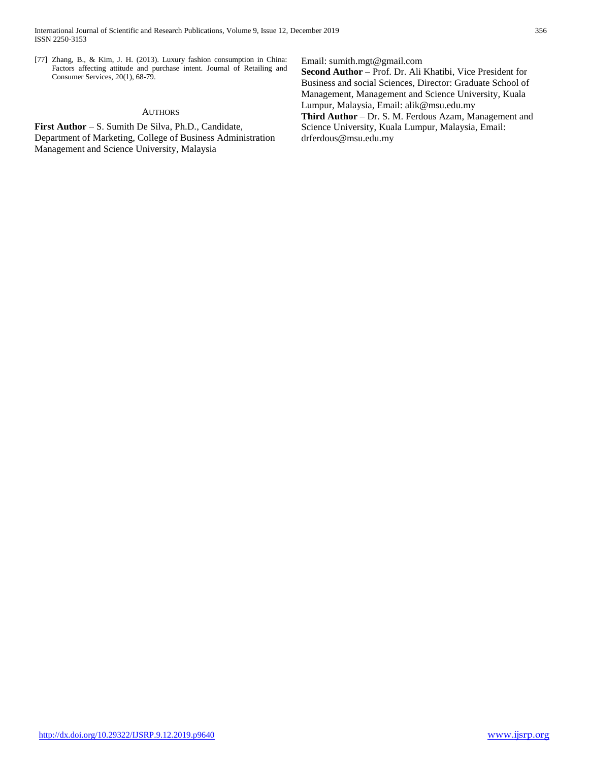[77] Zhang, B., & Kim, J. H. (2013). Luxury fashion consumption in China: Factors affecting attitude and purchase intent. Journal of Retailing and Consumer Services, 20(1), 68-79.

## AUTHORS

**First Author** – S. Sumith De Silva, Ph.D., Candidate, Department of Marketing, College of Business Administration Management and Science University, Malaysia Email: sumith.mgt@gmail.com

**Second Author** – Prof. Dr. Ali Khatibi, Vice President for Business and social Sciences, Director: Graduate School of Management, Management and Science University, Kuala Lumpur, Malaysia, Email: alik@msu.edu.my

**Third Author** – Dr. S. M. Ferdous Azam, Management and Science University, Kuala Lumpur, Malaysia, Email: drferdous@msu.edu.my